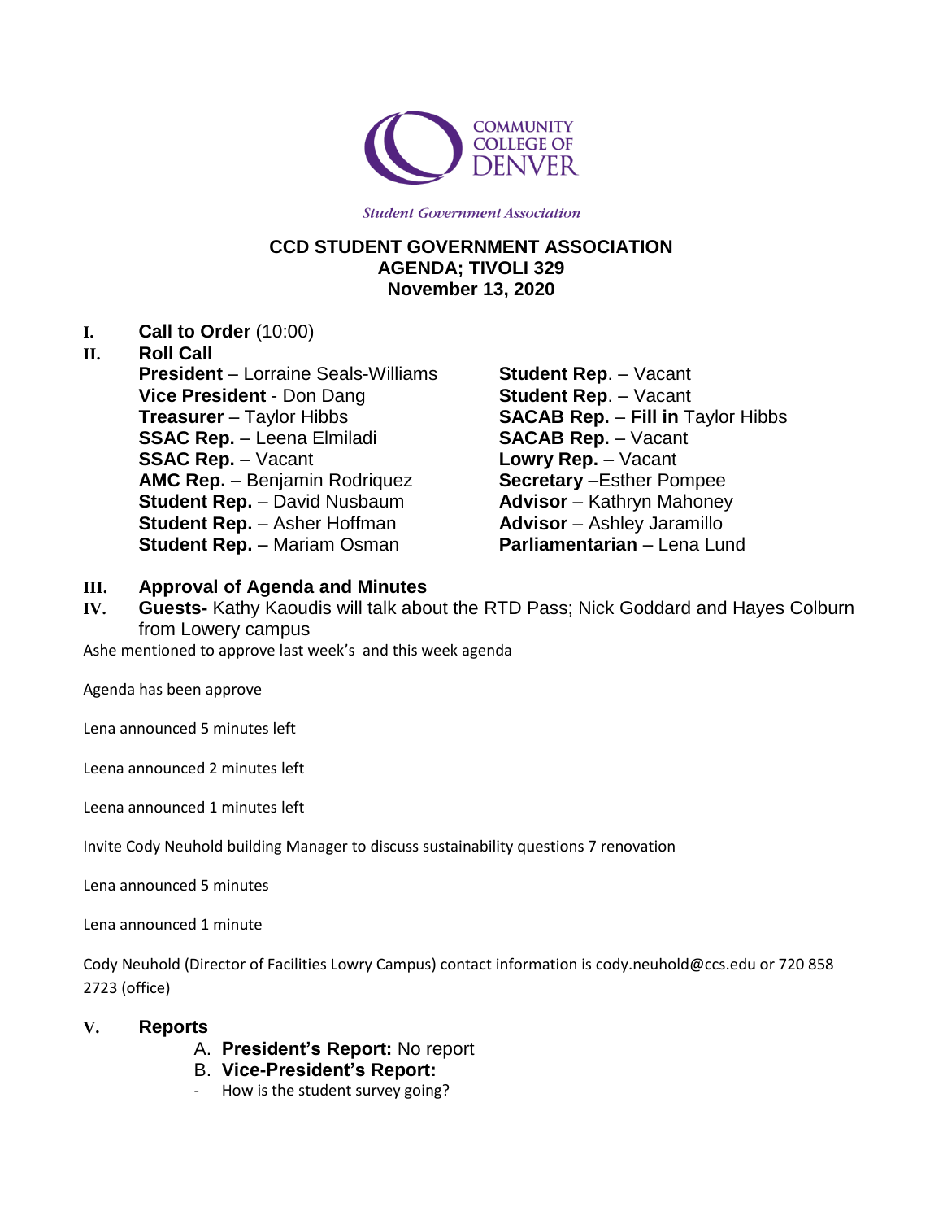COMMUNITY COLLEGE OF DENVER

*Student Government Association*

**CCD STUDENT GOVERNMENT ASSOCIATION**
**AGENDA; TIVOLI 329**
**November 13, 2020**

I. **Call to Order** (10:00)

II. **Roll Call**

**President** – Lorraine Seals-Williams
**Vice President** - Don Dang
**Treasurer** – Taylor Hibbs
**SSAC Rep.** – Leena Elmiladi
**SSAC Rep.** – Vacant
**AMC Rep.** – Benjamin Rodriquez
**Student Rep.** – David Nusbaum
**Student Rep.** – Asher Hoffman
**Student Rep.** – Mariam Osman
**Student Rep**. – Vacant
**Student Rep**. – Vacant
**SACAB Rep.** – **Fill in** Taylor Hibbs
**SACAB Rep.** – Vacant
**Lowry Rep.** – Vacant
**Secretary** –Esther Pompee
**Advisor** – Kathryn Mahoney
**Advisor** – Ashley Jaramillo
**Parliamentarian** – Lena Lund

III. **Approval of Agenda and Minutes**

IV. **Guests-** Kathy Kaoudis will talk about the RTD Pass; Nick Goddard and Hayes Colburn from Lowery campus

Ashe mentioned to approve last week's and this week agenda

Agenda has been approve

Lena announced 5 minutes left

Leena announced 2 minutes left

Leena announced 1 minutes left

Invite Cody Neuhold building Manager to discuss sustainability questions 7 renovation

Lena announced 5 minutes

Lena announced 1 minute

Cody Neuhold (Director of Facilities Lowry Campus) contact information is cody.neuhold@ccs.edu or 720 858 2723 (office)

V. **Reports**

A. **President's Report:** No report

B. **Vice-President's Report:**

- How is the student survey going?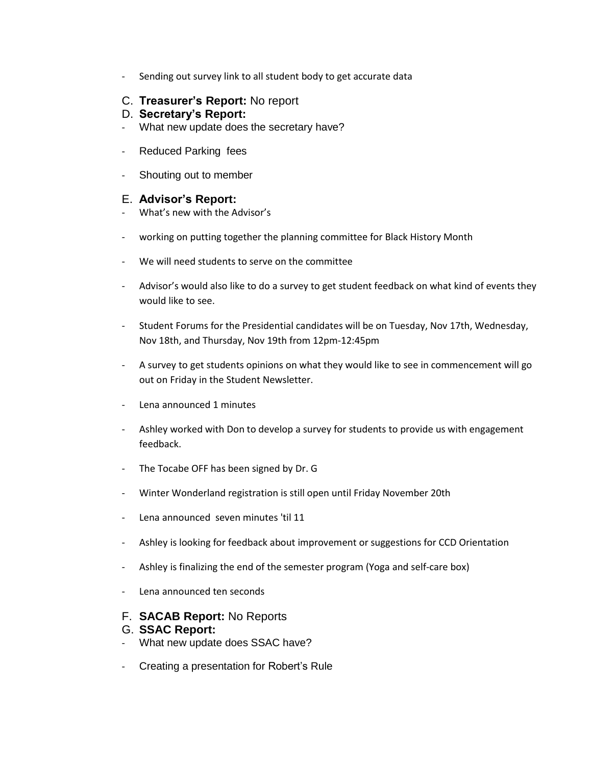- Sending out survey link to all student body to get accurate data

C. **Treasurer's Report:** No report

D. **Secretary's Report:**

- What new update does the secretary have?
- Reduced Parking fees
- Shouting out to member

E. **Advisor's Report:**

- What's new with the Advisor's
- working on putting together the planning committee for Black History Month
- We will need students to serve on the committee
- Advisor's would also like to do a survey to get student feedback on what kind of events they would like to see.
- Student Forums for the Presidential candidates will be on Tuesday, Nov 17th, Wednesday, Nov 18th, and Thursday, Nov 19th from 12pm-12:45pm
- A survey to get students opinions on what they would like to see in commencement will go out on Friday in the Student Newsletter.
- Lena announced 1 minutes
- Ashley worked with Don to develop a survey for students to provide us with engagement feedback.
- The Tocabe OFF has been signed by Dr. G
- Winter Wonderland registration is still open until Friday November 20th
- Lena announced seven minutes 'til 11
- Ashley is looking for feedback about improvement or suggestions for CCD Orientation
- Ashley is finalizing the end of the semester program (Yoga and self-care box)
- Lena announced ten seconds

F. **SACAB Report:** No Reports

G. **SSAC Report:**

- What new update does SSAC have?
- Creating a presentation for Robert's Rule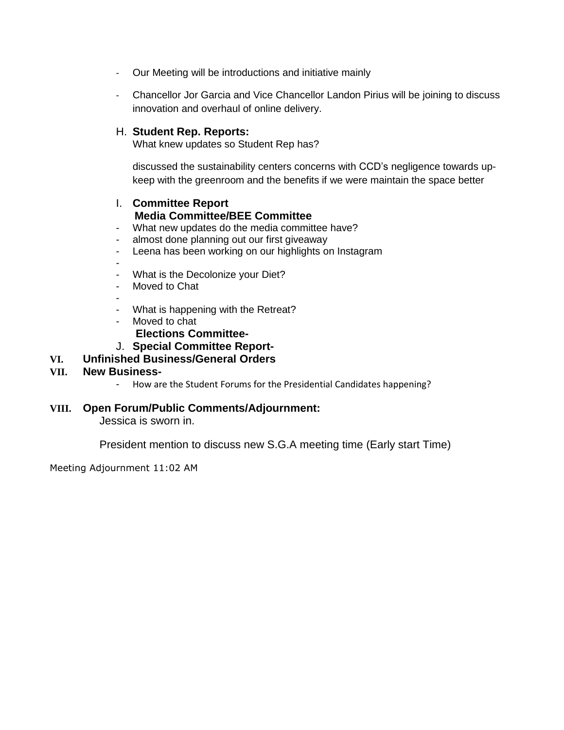- Our Meeting will be introductions and initiative mainly
- Chancellor Jor Garcia and Vice Chancellor Landon Pirius will be joining to discuss innovation and overhaul of online delivery.

H. **Student Rep. Reports:**

What knew updates so Student Rep has?

discussed the sustainability centers concerns with CCD's negligence towards up-keep with the greenroom and the benefits if we were maintain the space better

I. **Committee Report**

**Media Committee/BEE Committee**

- What new updates do the media committee have?
- almost done planning out our first giveaway
- Leena has been working on our highlights on Instagram
-
- What is the Decolonize your Diet?
- Moved to Chat
-
- What is happening with the Retreat?
- Moved to chat

**Elections Committee-**

J. **Special Committee Report-**

## VI. Unfinished Business/General Orders

## VII. New Business-

- How are the Student Forums for the Presidential Candidates happening?

## VIII. Open Forum/Public Comments/Adjournment:

Jessica is sworn in.

President mention to discuss new S.G.A meeting time (Early start Time)

Meeting Adjournment 11:02 AM